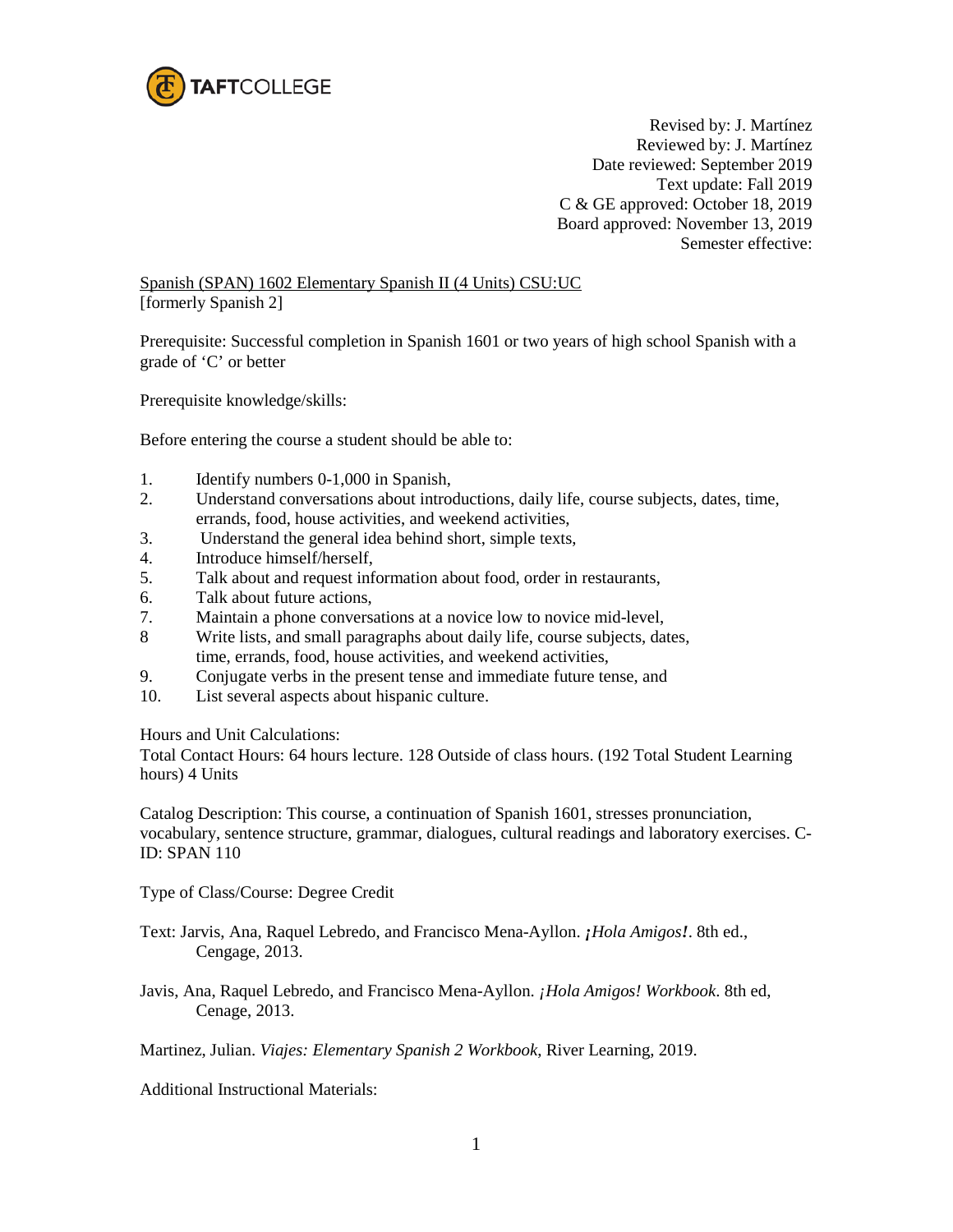TAFTCOLLEGE

Revised by: J. Martínez
Reviewed by: J. Martínez
Date reviewed: September 2019
Text update: Fall 2019
C & GE approved: October 18, 2019
Board approved: November 13, 2019
Semester effective:

Spanish (SPAN) 1602 Elementary Spanish II (4 Units) CSU:UC
[formerly Spanish 2]

Prerequisite: Successful completion in Spanish 1601 or two years of high school Spanish with a grade of 'C' or better

Prerequisite knowledge/skills:

Before entering the course a student should be able to:

1. Identify numbers 0-1,000 in Spanish,
2. Understand conversations about introductions, daily life, course subjects, dates, time, errands, food, house activities, and weekend activities,
3. Understand the general idea behind short, simple texts,
4. Introduce himself/herself,
5. Talk about and request information about food, order in restaurants,
6. Talk about future actions,
7. Maintain a phone conversations at a novice low to novice mid-level,
8. Write lists, and small paragraphs about daily life, course subjects, dates, time, errands, food, house activities, and weekend activities,
9. Conjugate verbs in the present tense and immediate future tense, and
10. List several aspects about hispanic culture.

Hours and Unit Calculations:
Total Contact Hours: 64 hours lecture. 128 Outside of class hours. (192 Total Student Learning hours) 4 Units

Catalog Description: This course, a continuation of Spanish 1601, stresses pronunciation, vocabulary, sentence structure, grammar, dialogues, cultural readings and laboratory exercises. C-ID: SPAN 110

Type of Class/Course: Degree Credit

Text: Jarvis, Ana, Raquel Lebredo, and Francisco Mena-Ayllon. ***¡****Hola Amigos***!**. 8th ed., Cengage, 2013.

Javis, Ana, Raquel Lebredo, and Francisco Mena-Ayllon. *¡Hola Amigos! Workbook*. 8th ed, Cenage, 2013.

Martinez, Julian. *Viajes: Elementary Spanish 2 Workbook*, River Learning, 2019.

Additional Instructional Materials: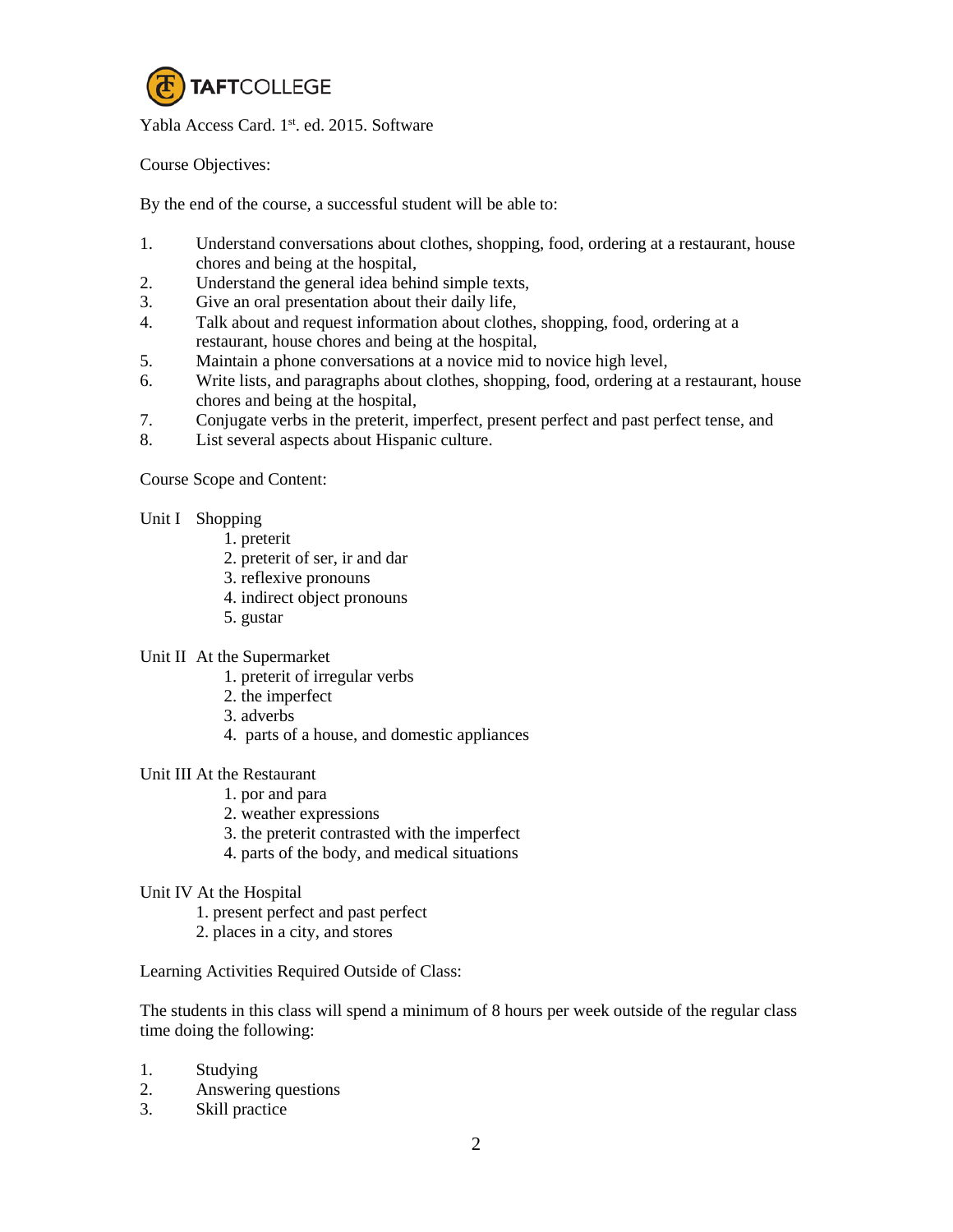Yabla Access Card. 1st. ed. 2015. Software

Course Objectives:

By the end of the course, a successful student will be able to:

1. Understand conversations about clothes, shopping, food, ordering at a restaurant, house chores and being at the hospital,
2. Understand the general idea behind simple texts,
3. Give an oral presentation about their daily life,
4. Talk about and request information about clothes, shopping, food, ordering at a restaurant, house chores and being at the hospital,
5. Maintain a phone conversations at a novice mid to novice high level,
6. Write lists, and paragraphs about clothes, shopping, food, ordering at a restaurant, house chores and being at the hospital,
7. Conjugate verbs in the preterit, imperfect, present perfect and past perfect tense, and
8. List several aspects about Hispanic culture.

Course Scope and Content:

Unit I Shopping

1. preterit
2. preterit of ser, ir and dar
3. reflexive pronouns
4. indirect object pronouns
5. gustar

Unit II At the Supermarket

1. preterit of irregular verbs
2. the imperfect
3. adverbs
4. parts of a house, and domestic appliances

Unit III At the Restaurant

1. por and para
2. weather expressions
3. the preterit contrasted with the imperfect
4. parts of the body, and medical situations

Unit IV At the Hospital

1. present perfect and past perfect
2. places in a city, and stores

Learning Activities Required Outside of Class:

The students in this class will spend a minimum of 8 hours per week outside of the regular class time doing the following:

1. Studying
2. Answering questions
3. Skill practice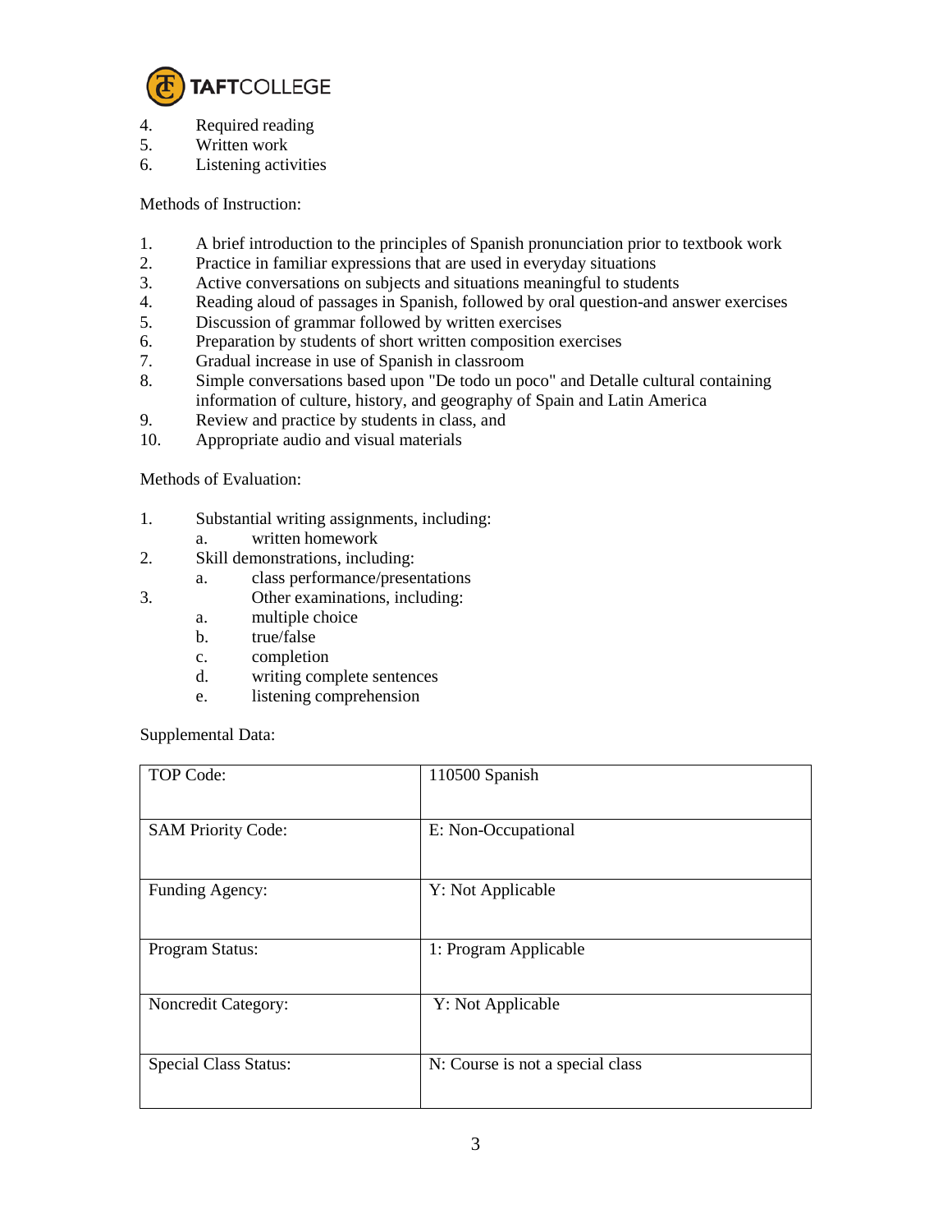4. Required reading
5. Written work
6. Listening activities

Methods of Instruction:

1. A brief introduction to the principles of Spanish pronunciation prior to textbook work
2. Practice in familiar expressions that are used in everyday situations
3. Active conversations on subjects and situations meaningful to students
4. Reading aloud of passages in Spanish, followed by oral question-and answer exercises
5. Discussion of grammar followed by written exercises
6. Preparation by students of short written composition exercises
7. Gradual increase in use of Spanish in classroom
8. Simple conversations based upon "De todo un poco" and Detalle cultural containing information of culture, history, and geography of Spain and Latin America
9. Review and practice by students in class, and
10. Appropriate audio and visual materials

Methods of Evaluation:

1. Substantial writing assignments, including:
   a. written homework
2. Skill demonstrations, including:
   a. class performance/presentations
3. Other examinations, including:
   a. multiple choice
   b. true/false
   c. completion
   d. writing complete sentences
   e. listening comprehension

Supplemental Data:

| TOP Code: | 110500 Spanish |
|---|---|
| SAM Priority Code: | E: Non-Occupational |
| Funding Agency: | Y: Not Applicable |
| Program Status: | 1: Program Applicable |
| Noncredit Category: | Y: Not Applicable |
| Special Class Status: | N: Course is not a special class |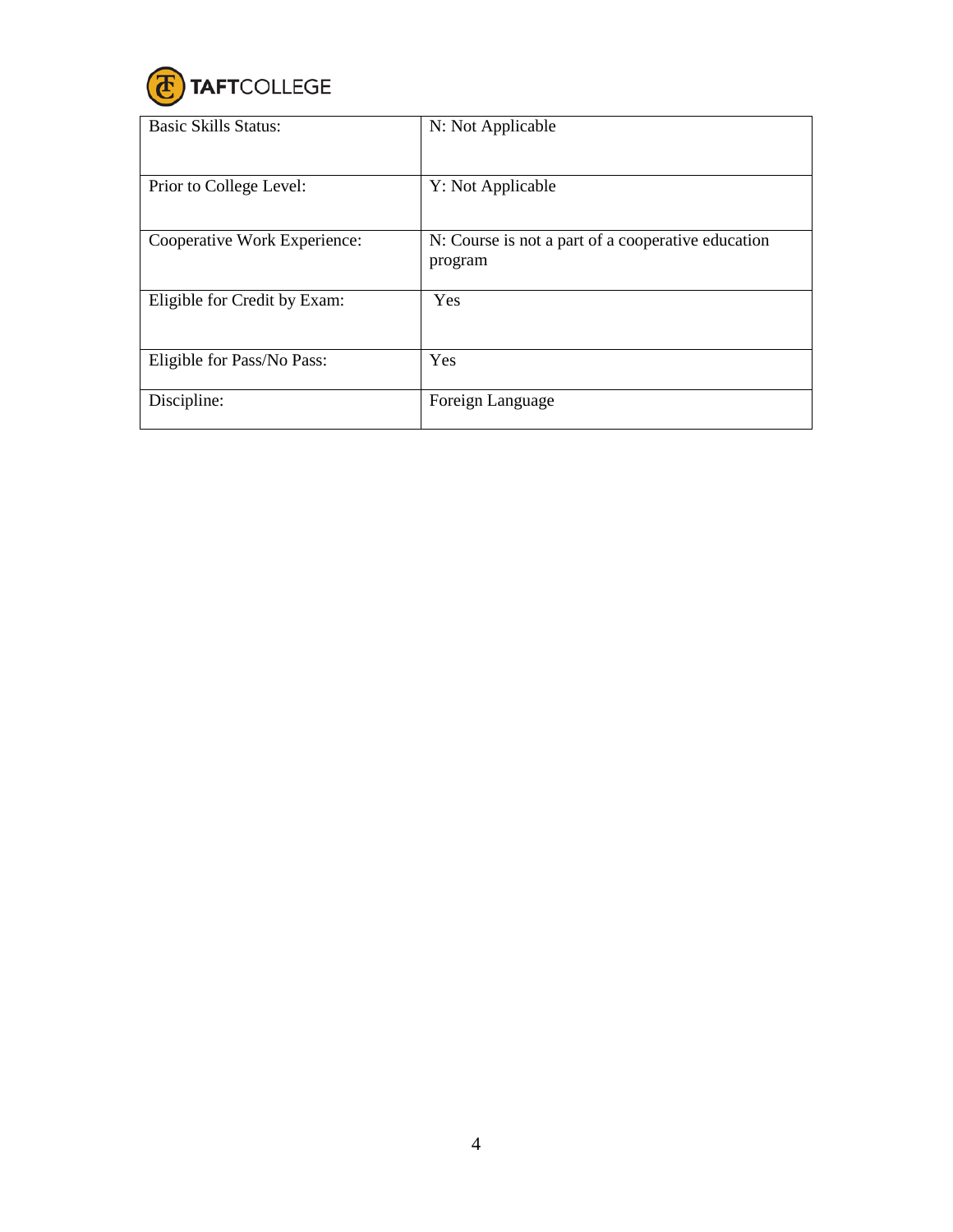| | |
|---|---|
| Basic Skills Status: | N: Not Applicable |
| Prior to College Level: | Y: Not Applicable |
| Cooperative Work Experience: | N: Course is not a part of a cooperative education program |
| Eligible for Credit by Exam: | Yes |
| Eligible for Pass/No Pass: | Yes |
| Discipline: | Foreign Language |